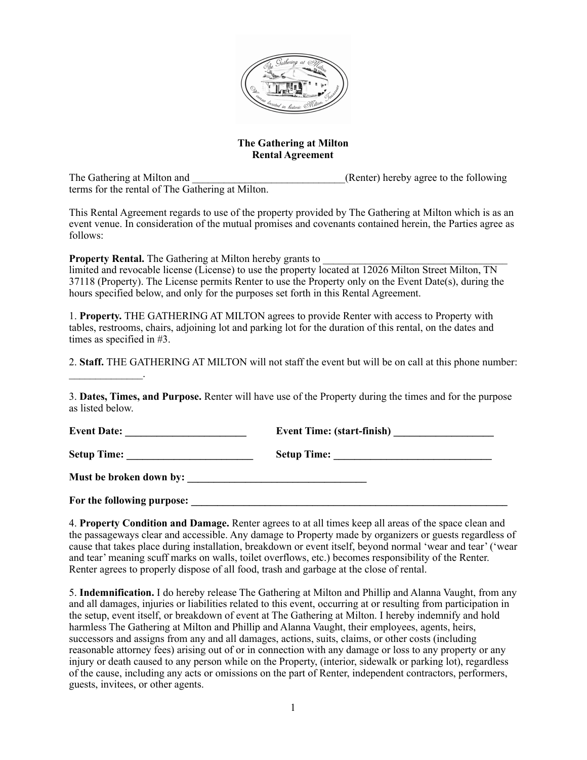# The Gathering at Milton
## Rental Agreement

The Gathering at Milton and ______________________________(Renter) hereby agree to the following terms for the rental of The Gathering at Milton.

This Rental Agreement regards to use of the property provided by The Gathering at Milton which is as an event venue. In consideration of the mutual promises and covenants contained herein, the Parties agree as follows:

**Property Rental.** The Gathering at Milton hereby grants to ____________________________________ limited and revocable license (License) to use the property located at 12026 Milton Street Milton, TN 37118 (Property). The License permits Renter to use the Property only on the Event Date(s), during the hours specified below, and only for the purposes set forth in this Rental Agreement.

1. **Property.** THE GATHERING AT MILTON agrees to provide Renter with access to Property with tables, restrooms, chairs, adjoining lot and parking lot for the duration of this rental, on the dates and times as specified in #3.

2. **Staff.** THE GATHERING AT MILTON will not staff the event but will be on call at this phone number: ______________.

3. **Dates, Times, and Purpose.** Renter will have use of the Property during the times and for the purpose as listed below.

**Event Date: ________________________** **Event Time: (start-finish) ___________________**

**Setup Time: _________________________** **Setup Time: _______________________________**

**Must be broken down by: ___________________________________**

**For the following purpose: ________________________________________________________________**

4. **Property Condition and Damage.** Renter agrees to at all times keep all areas of the space clean and the passageways clear and accessible. Any damage to Property made by organizers or guests regardless of cause that takes place during installation, breakdown or event itself, beyond normal 'wear and tear' ('wear and tear' meaning scuff marks on walls, toilet overflows, etc.) becomes responsibility of the Renter. Renter agrees to properly dispose of all food, trash and garbage at the close of rental.

5. **Indemnification.** I do hereby release The Gathering at Milton and Phillip and Alanna Vaught, from any and all damages, injuries or liabilities related to this event, occurring at or resulting from participation in the setup, event itself, or breakdown of event at The Gathering at Milton. I hereby indemnify and hold harmless The Gathering at Milton and Phillip and Alanna Vaught, their employees, agents, heirs, successors and assigns from any and all damages, actions, suits, claims, or other costs (including reasonable attorney fees) arising out of or in connection with any damage or loss to any property or any injury or death caused to any person while on the Property, (interior, sidewalk or parking lot), regardless of the cause, including any acts or omissions on the part of Renter, independent contractors, performers, guests, invitees, or other agents.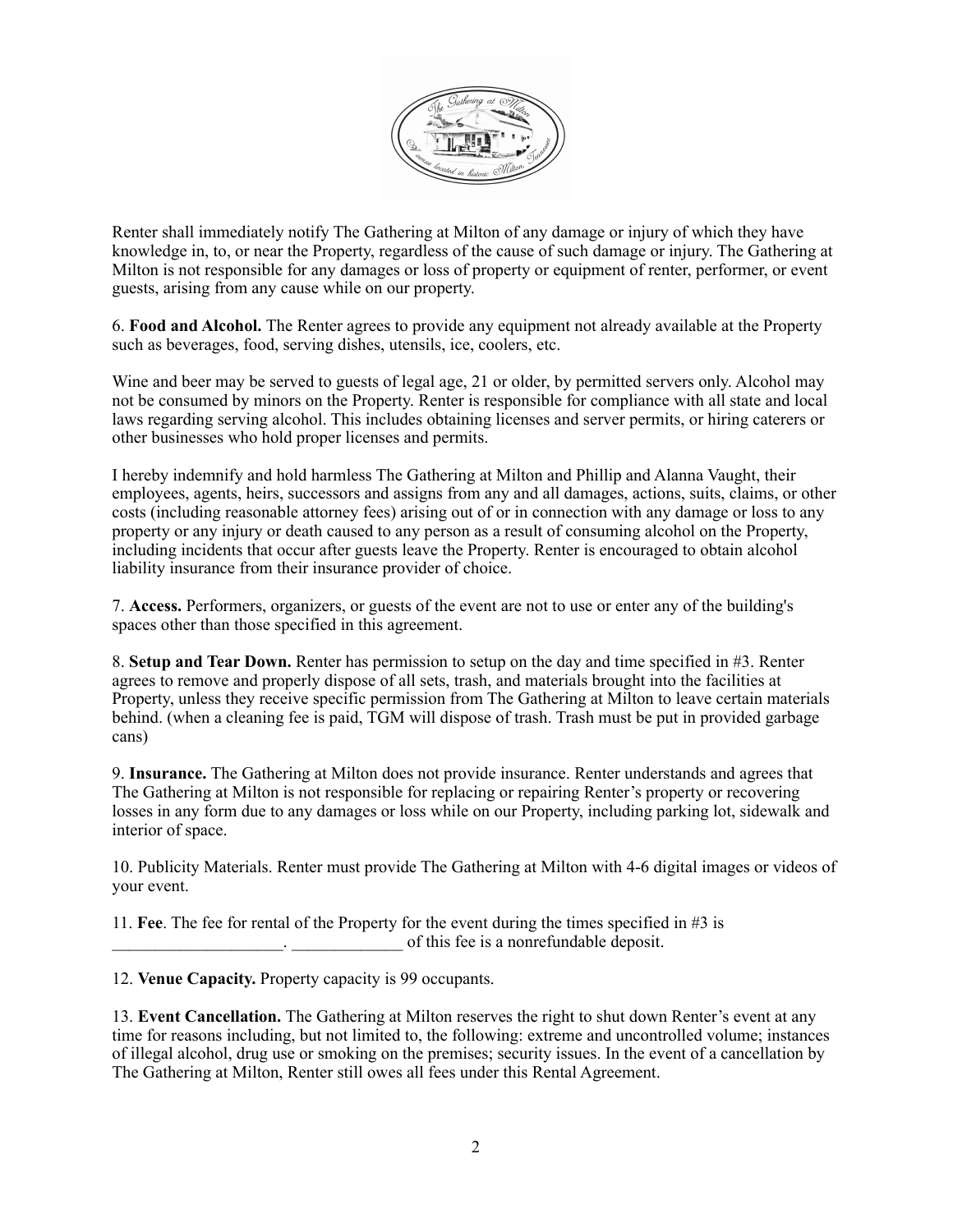Renter shall immediately notify The Gathering at Milton of any damage or injury of which they have knowledge in, to, or near the Property, regardless of the cause of such damage or injury. The Gathering at Milton is not responsible for any damages or loss of property or equipment of renter, performer, or event guests, arising from any cause while on our property.

6. **Food and Alcohol.** The Renter agrees to provide any equipment not already available at the Property such as beverages, food, serving dishes, utensils, ice, coolers, etc.

Wine and beer may be served to guests of legal age, 21 or older, by permitted servers only. Alcohol may not be consumed by minors on the Property. Renter is responsible for compliance with all state and local laws regarding serving alcohol. This includes obtaining licenses and server permits, or hiring caterers or other businesses who hold proper licenses and permits.

I hereby indemnify and hold harmless The Gathering at Milton and Phillip and Alanna Vaught, their employees, agents, heirs, successors and assigns from any and all damages, actions, suits, claims, or other costs (including reasonable attorney fees) arising out of or in connection with any damage or loss to any property or any injury or death caused to any person as a result of consuming alcohol on the Property, including incidents that occur after guests leave the Property. Renter is encouraged to obtain alcohol liability insurance from their insurance provider of choice.

7. **Access.** Performers, organizers, or guests of the event are not to use or enter any of the building's spaces other than those specified in this agreement.

8. **Setup and Tear Down.** Renter has permission to setup on the day and time specified in #3. Renter agrees to remove and properly dispose of all sets, trash, and materials brought into the facilities at Property, unless they receive specific permission from The Gathering at Milton to leave certain materials behind. (when a cleaning fee is paid, TGM will dispose of trash. Trash must be put in provided garbage cans)

9. **Insurance.** The Gathering at Milton does not provide insurance. Renter understands and agrees that The Gathering at Milton is not responsible for replacing or repairing Renter's property or recovering losses in any form due to any damages or loss while on our Property, including parking lot, sidewalk and interior of space.

10. Publicity Materials. Renter must provide The Gathering at Milton with 4-6 digital images or videos of your event.

11. **Fee**. The fee for rental of the Property for the event during the times specified in #3 is ____________________. _____________ of this fee is a nonrefundable deposit.

12. **Venue Capacity.** Property capacity is 99 occupants.

13. **Event Cancellation.** The Gathering at Milton reserves the right to shut down Renter's event at any time for reasons including, but not limited to, the following: extreme and uncontrolled volume; instances of illegal alcohol, drug use or smoking on the premises; security issues. In the event of a cancellation by The Gathering at Milton, Renter still owes all fees under this Rental Agreement.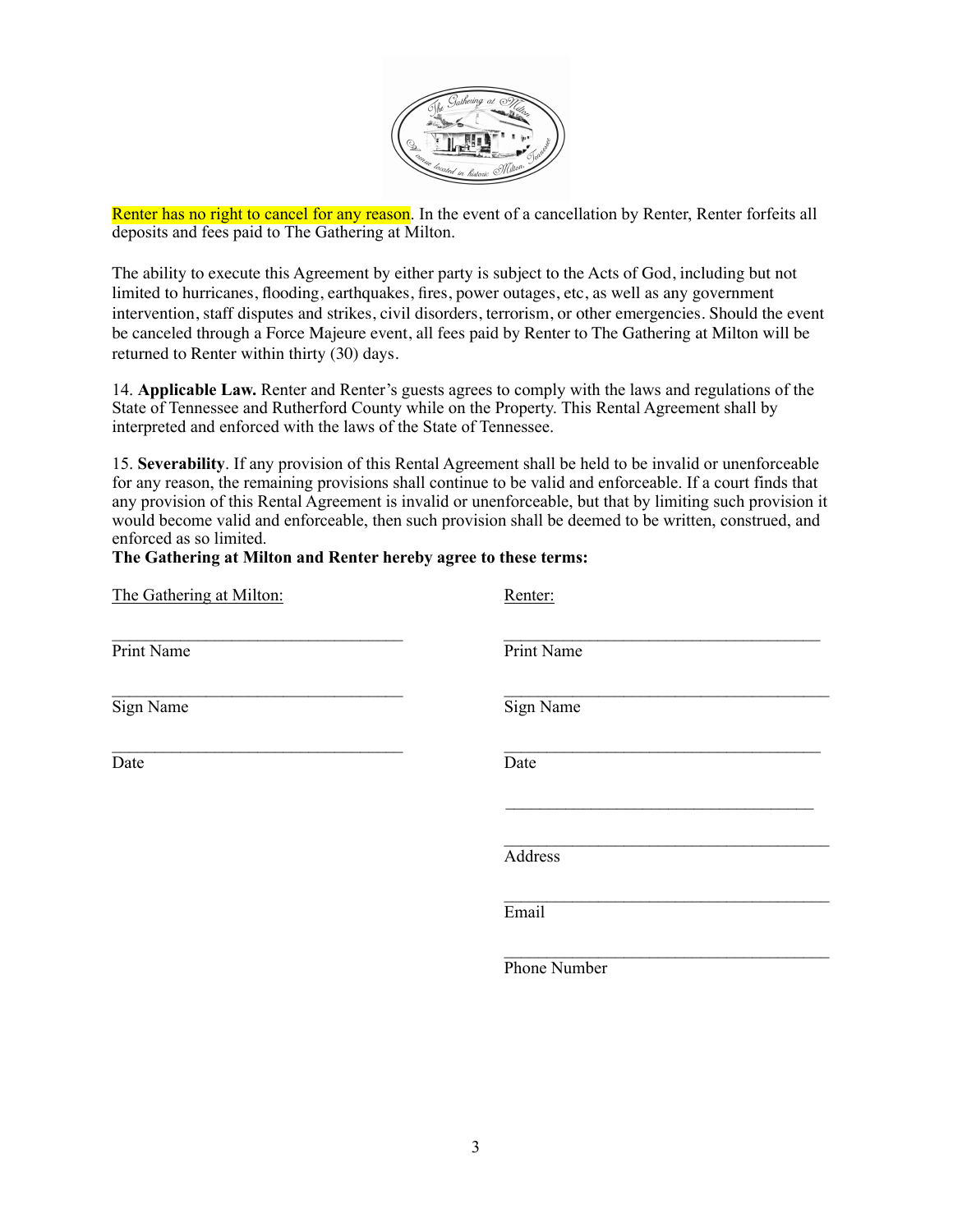Renter has no right to cancel for any reason. In the event of a cancellation by Renter, Renter forfeits all deposits and fees paid to The Gathering at Milton.

The ability to execute this Agreement by either party is subject to the Acts of God, including but not limited to hurricanes, flooding, earthquakes, fires, power outages, etc, as well as any government intervention, staff disputes and strikes, civil disorders, terrorism, or other emergencies. Should the event be canceled through a Force Majeure event, all fees paid by Renter to The Gathering at Milton will be returned to Renter within thirty (30) days.

14. **Applicable Law.** Renter and Renter's guests agrees to comply with the laws and regulations of the State of Tennessee and Rutherford County while on the Property. This Rental Agreement shall by interpreted and enforced with the laws of the State of Tennessee.

15. **Severability**. If any provision of this Rental Agreement shall be held to be invalid or unenforceable for any reason, the remaining provisions shall continue to be valid and enforceable. If a court finds that any provision of this Rental Agreement is invalid or unenforceable, but that by limiting such provision it would become valid and enforceable, then such provision shall be deemed to be written, construed, and enforced as so limited.

**The Gathering at Milton and Renter hereby agree to these terms:**

The Gathering at Milton:

\_\_\_\_\_\_\_\_\_\_\_\_\_\_\_\_\_\_\_\_\_\_\_\_\_\_\_\_\_\_\_\_
Print Name

\_\_\_\_\_\_\_\_\_\_\_\_\_\_\_\_\_\_\_\_\_\_\_\_\_\_\_\_\_\_\_\_
Sign Name

\_\_\_\_\_\_\_\_\_\_\_\_\_\_\_\_\_\_\_\_\_\_\_\_\_\_\_\_\_\_\_\_
Date

Renter:

\_\_\_\_\_\_\_\_\_\_\_\_\_\_\_\_\_\_\_\_\_\_\_\_\_\_\_\_\_\_\_\_
Print Name

\_\_\_\_\_\_\_\_\_\_\_\_\_\_\_\_\_\_\_\_\_\_\_\_\_\_\_\_\_\_\_\_
Sign Name

\_\_\_\_\_\_\_\_\_\_\_\_\_\_\_\_\_\_\_\_\_\_\_\_\_\_\_\_\_\_\_\_
Date

\_\_\_\_\_\_\_\_\_\_\_\_\_\_\_\_\_\_\_\_\_\_\_\_\_\_\_\_\_\_\_\_

\_\_\_\_\_\_\_\_\_\_\_\_\_\_\_\_\_\_\_\_\_\_\_\_\_\_\_\_\_\_\_\_
Address

\_\_\_\_\_\_\_\_\_\_\_\_\_\_\_\_\_\_\_\_\_\_\_\_\_\_\_\_\_\_\_\_
Email

\_\_\_\_\_\_\_\_\_\_\_\_\_\_\_\_\_\_\_\_\_\_\_\_\_\_\_\_\_\_\_\_
Phone Number